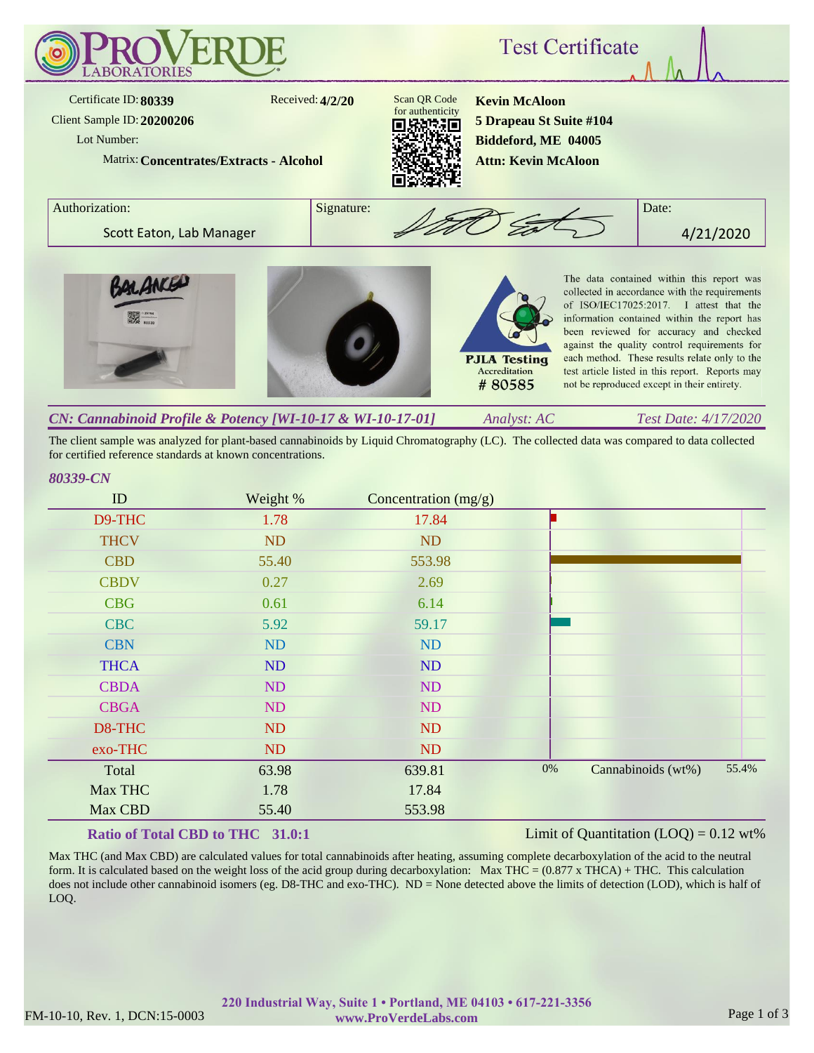# ProVerde Laboratories

## Test Certificate

Certificate ID: **80339**
Received: **4/2/20**
Client Sample ID: **20200206**
Lot Number:
Matrix: **Concentrates/Extracts - Alcohol**

Scan QR Code for authenticity

**Kevin McAloon**
**5 Drapeau St Suite #104**
**Biddeford, ME 04005**
**Attn: Kevin McAloon**

| Authorization: | Signature: | Date: |
|---|---|---|
| Scott Eaton, Lab Manager | | 4/21/2020 |

PJLA Testing Accreditation # 80585

The data contained within this report was collected in accordance with the requirements of ISO/IEC17025:2017. I attest that the information contained within the report has been reviewed for accuracy and checked against the quality control requirements for each method. These results relate only to the test article listed in this report. Reports may not be reproduced except in their entirety.

### *CN: Cannabinoid Profile & Potency [WI-10-17 & WI-10-17-01]* — *Analyst: AC* — *Test Date: 4/17/2020*

The client sample was analyzed for plant-based cannabinoids by Liquid Chromatography (LC). The collected data was compared to data collected for certified reference standards at known concentrations.

*80339-CN*

| ID | Weight % | Concentration (mg/g) |
|---|---|---|
| D9-THC | 1.78 | 17.84 |
| THCV | ND | ND |
| CBD | 55.40 | 553.98 |
| CBDV | 0.27 | 2.69 |
| CBG | 0.61 | 6.14 |
| CBC | 5.92 | 59.17 |
| CBN | ND | ND |
| THCA | ND | ND |
| CBDA | ND | ND |
| CBGA | ND | ND |
| D8-THC | ND | ND |
| exo-THC | ND | ND |
| Total | 63.98 | 639.81 |
| Max THC | 1.78 | 17.84 |
| Max CBD | 55.40 | 553.98 |

Cannabinoids (wt%): 0% – 55.4%

**Ratio of Total CBD to THC 31.0:1**

Limit of Quantitation (LOQ) = 0.12 wt%

Max THC (and Max CBD) are calculated values for total cannabinoids after heating, assuming complete decarboxylation of the acid to the neutral form. It is calculated based on the weight loss of the acid group during decarboxylation: Max THC = (0.877 x THCA) + THC. This calculation does not include other cannabinoid isomers (eg. D8-THC and exo-THC). ND = None detected above the limits of detection (LOD), which is half of LOQ.

**220 Industrial Way, Suite 1 • Portland, ME 04103 • 617-221-3356**
**www.ProVerdeLabs.com**

FM-10-10, Rev. 1, DCN:15-0003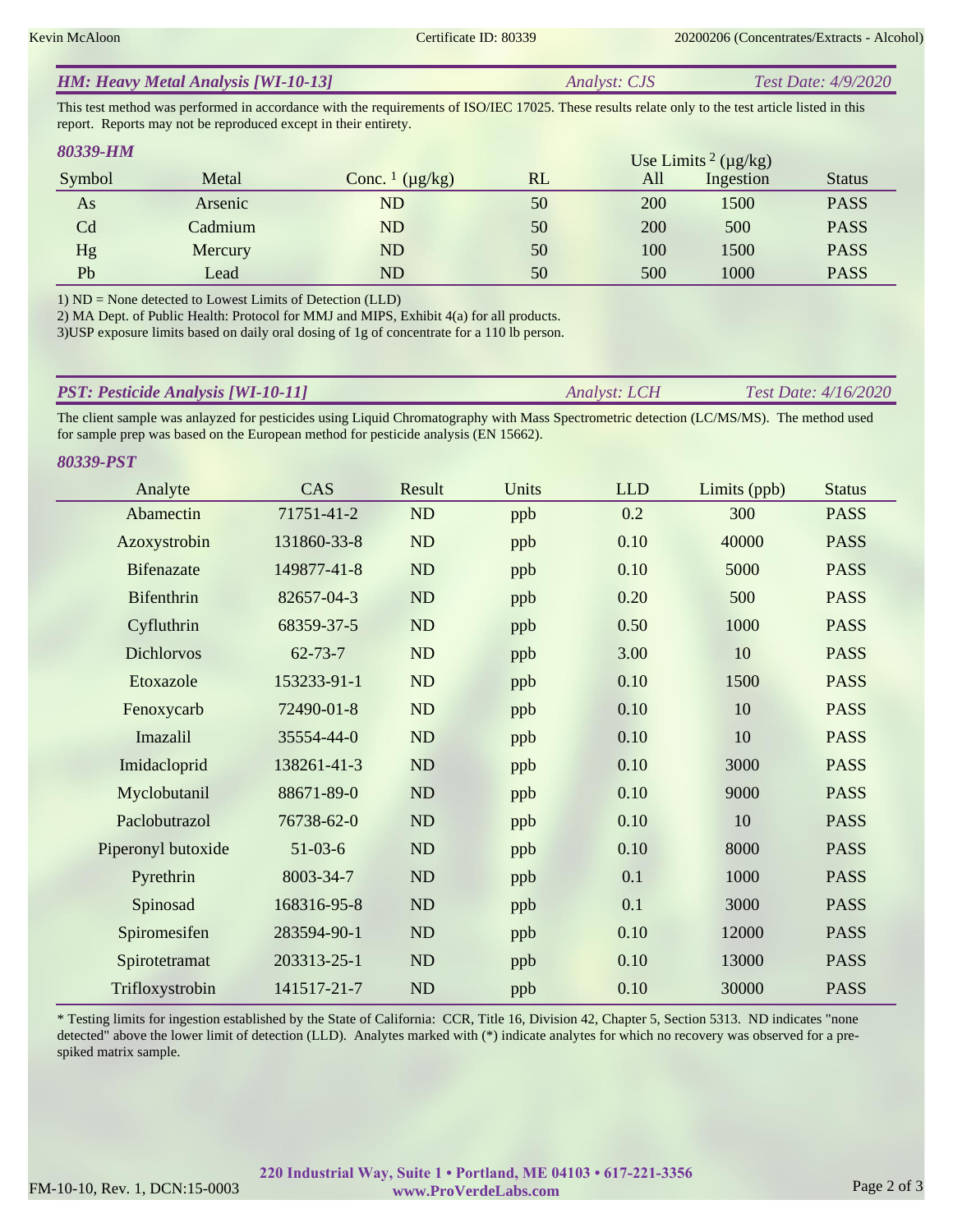## *HM: Heavy Metal Analysis [WI-10-13]* *Analyst: CJS* *Test Date: 4/9/2020*

This test method was performed in accordance with the requirements of ISO/IEC 17025. These results relate only to the test article listed in this report. Reports may not be reproduced except in their entirety.

### *80339-HM*

| Symbol | Metal | Conc. [1] (µg/kg) | RL | Use Limits [2] (µg/kg) All | Ingestion | Status |
|---|---|---|---|---|---|---|
| As | Arsenic | ND | 50 | 200 | 1500 | PASS |
| Cd | Cadmium | ND | 50 | 200 | 500 | PASS |
| Hg | Mercury | ND | 50 | 100 | 1500 | PASS |
| Pb | Lead | ND | 50 | 500 | 1000 | PASS |

1) ND = None detected to Lowest Limits of Detection (LLD)
2) MA Dept. of Public Health: Protocol for MMJ and MIPS, Exhibit 4(a) for all products.
3)USP exposure limits based on daily oral dosing of 1g of concentrate for a 110 lb person.

## *PST: Pesticide Analysis [WI-10-11]* *Analyst: LCH* *Test Date: 4/16/2020*

The client sample was anlayzed for pesticides using Liquid Chromatography with Mass Spectrometric detection (LC/MS/MS). The method used for sample prep was based on the European method for pesticide analysis (EN 15662).

### *80339-PST*

| Analyte | CAS | Result | Units | LLD | Limits (ppb) | Status |
|---|---|---|---|---|---|---|
| Abamectin | 71751-41-2 | ND | ppb | 0.2 | 300 | PASS |
| Azoxystrobin | 131860-33-8 | ND | ppb | 0.10 | 40000 | PASS |
| Bifenazate | 149877-41-8 | ND | ppb | 0.10 | 5000 | PASS |
| Bifenthrin | 82657-04-3 | ND | ppb | 0.20 | 500 | PASS |
| Cyfluthrin | 68359-37-5 | ND | ppb | 0.50 | 1000 | PASS |
| Dichlorvos | 62-73-7 | ND | ppb | 3.00 | 10 | PASS |
| Etoxazole | 153233-91-1 | ND | ppb | 0.10 | 1500 | PASS |
| Fenoxycarb | 72490-01-8 | ND | ppb | 0.10 | 10 | PASS |
| Imazalil | 35554-44-0 | ND | ppb | 0.10 | 10 | PASS |
| Imidacloprid | 138261-41-3 | ND | ppb | 0.10 | 3000 | PASS |
| Myclobutanil | 88671-89-0 | ND | ppb | 0.10 | 9000 | PASS |
| Paclobutrazol | 76738-62-0 | ND | ppb | 0.10 | 10 | PASS |
| Piperonyl butoxide | 51-03-6 | ND | ppb | 0.10 | 8000 | PASS |
| Pyrethrin | 8003-34-7 | ND | ppb | 0.1 | 1000 | PASS |
| Spinosad | 168316-95-8 | ND | ppb | 0.1 | 3000 | PASS |
| Spiromesifen | 283594-90-1 | ND | ppb | 0.10 | 12000 | PASS |
| Spirotetramat | 203313-25-1 | ND | ppb | 0.10 | 13000 | PASS |
| Trifloxystrobin | 141517-21-7 | ND | ppb | 0.10 | 30000 | PASS |

* Testing limits for ingestion established by the State of California: CCR, Title 16, Division 42, Chapter 5, Section 5313. ND indicates "none detected" above the lower limit of detection (LLD). Analytes marked with (*) indicate analytes for which no recovery was observed for a pre-spiked matrix sample.

**220 Industrial Way, Suite 1 • Portland, ME 04103 • 617-221-3356**
**www.ProVerdeLabs.com**

FM-10-10, Rev. 1, DCN:15-0003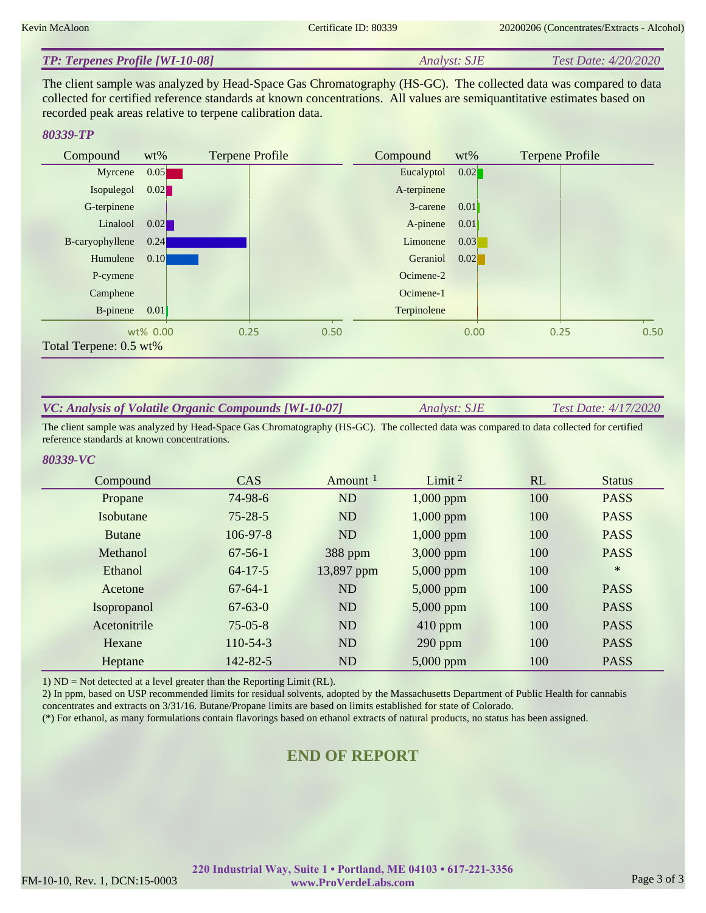## *TP: Terpenes Profile [WI-10-08]* — *Analyst: SJE* — *Test Date: 4/20/2020*

The client sample was analyzed by Head-Space Gas Chromatography (HS-GC). The collected data was compared to data collected for certified reference standards at known concentrations. All values are semiquantitative estimates based on recorded peak areas relative to terpene calibration data.

### *80339-TP*

Compound | wt% | Terpene Profile

Myrcene 0.05
Isopulegol 0.02
G-terpinene
Linalool 0.02
B-caryophyllene 0.24
Humulene 0.10
P-cymene
Camphene
B-pinene 0.01

wt% 0.00 0.25 0.50

Compound | wt% | Terpene Profile

Eucalyptol 0.02
A-terpinene
3-carene 0.01
A-pinene 0.01
Limonene 0.03
Geraniol 0.02
Ocimene-2
Ocimene-1
Terpinolene

0.00 0.25 0.50

Total Terpene: 0.5 wt%

## *VC: Analysis of Volatile Organic Compounds [WI-10-07]* — *Analyst: SJE* — *Test Date: 4/17/2020*

The client sample was analyzed by Head-Space Gas Chromatography (HS-GC). The collected data was compared to data collected for certified reference standards at known concentrations.

### *80339-VC*

| Compound | CAS | Amount [1] | Limit [2] | RL | Status |
|---|---|---|---|---|---|
| Propane | 74-98-6 | ND | 1,000 ppm | 100 | PASS |
| Isobutane | 75-28-5 | ND | 1,000 ppm | 100 | PASS |
| Butane | 106-97-8 | ND | 1,000 ppm | 100 | PASS |
| Methanol | 67-56-1 | 388 ppm | 3,000 ppm | 100 | PASS |
| Ethanol | 64-17-5 | 13,897 ppm | 5,000 ppm | 100 | * |
| Acetone | 67-64-1 | ND | 5,000 ppm | 100 | PASS |
| Isopropanol | 67-63-0 | ND | 5,000 ppm | 100 | PASS |
| Acetonitrile | 75-05-8 | ND | 410 ppm | 100 | PASS |
| Hexane | 110-54-3 | ND | 290 ppm | 100 | PASS |
| Heptane | 142-82-5 | ND | 5,000 ppm | 100 | PASS |

1) ND = Not detected at a level greater than the Reporting Limit (RL).
2) In ppm, based on USP recommended limits for residual solvents, adopted by the Massachusetts Department of Public Health for cannabis concentrates and extracts on 3/31/16. Butane/Propane limits are based on limits established for state of Colorado.
(*) For ethanol, as many formulations contain flavorings based on ethanol extracts of natural products, no status has been assigned.

**END OF REPORT**